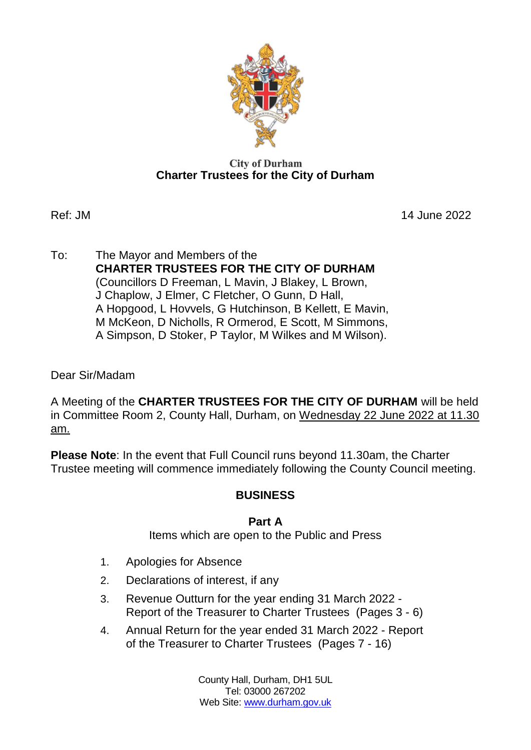**City of Durham**
**Charter Trustees for the City of Durham**

Ref: JM

14 June 2022

To: The Mayor and Members of the
**CHARTER TRUSTEES FOR THE CITY OF DURHAM**
(Councillors D Freeman, L Mavin, J Blakey, L Brown, J Chaplow, J Elmer, C Fletcher, O Gunn, D Hall, A Hopgood, L Hovvels, G Hutchinson, B Kellett, E Mavin, M McKeon, D Nicholls, R Ormerod, E Scott, M Simmons, A Simpson, D Stoker, P Taylor, M Wilkes and M Wilson).

Dear Sir/Madam

A Meeting of the **CHARTER TRUSTEES FOR THE CITY OF DURHAM** will be held in Committee Room 2, County Hall, Durham, on Wednesday 22 June 2022 at 11.30 am.

**Please Note**: In the event that Full Council runs beyond 11.30am, the Charter Trustee meeting will commence immediately following the County Council meeting.

## BUSINESS

### Part A

Items which are open to the Public and Press

1. Apologies for Absence
2. Declarations of interest, if any
3. Revenue Outturn for the year ending 31 March 2022 - Report of the Treasurer to Charter Trustees (Pages 3 - 6)
4. Annual Return for the year ended 31 March 2022 - Report of the Treasurer to Charter Trustees (Pages 7 - 16)

County Hall, Durham, DH1 5UL
Tel: 03000 267202
Web Site: www.durham.gov.uk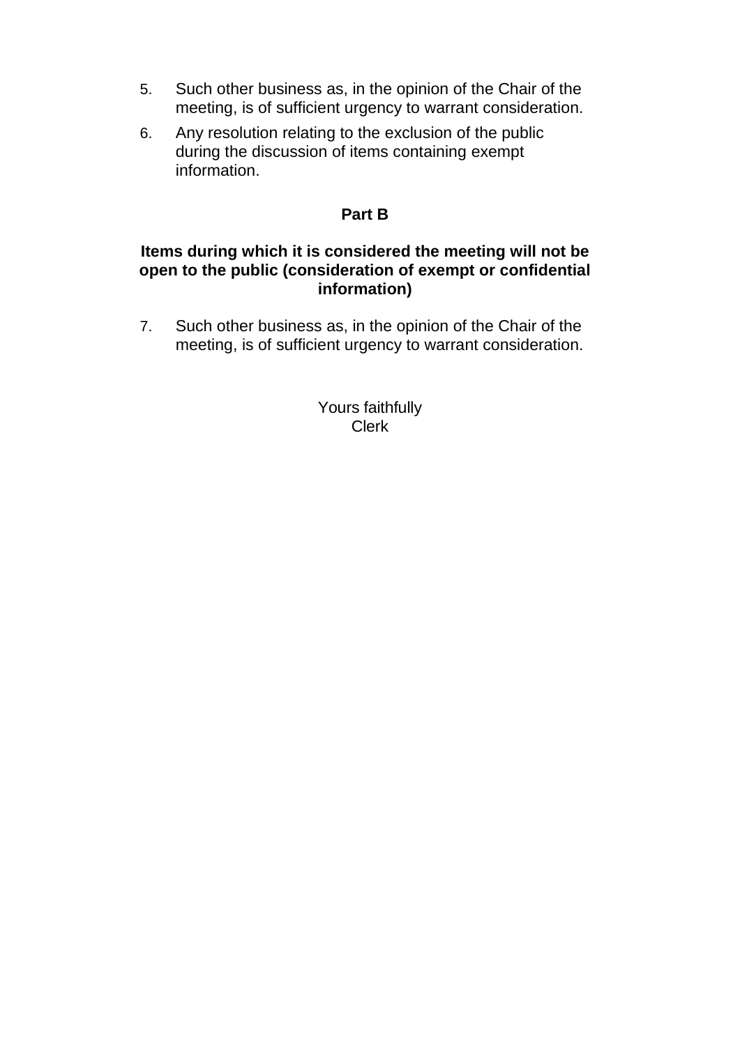5. Such other business as, in the opinion of the Chair of the meeting, is of sufficient urgency to warrant consideration.
6. Any resolution relating to the exclusion of the public during the discussion of items containing exempt information.

## Part B

### Items during which it is considered the meeting will not be open to the public (consideration of exempt or confidential information)

7. Such other business as, in the opinion of the Chair of the meeting, is of sufficient urgency to warrant consideration.

Yours faithfully
Clerk